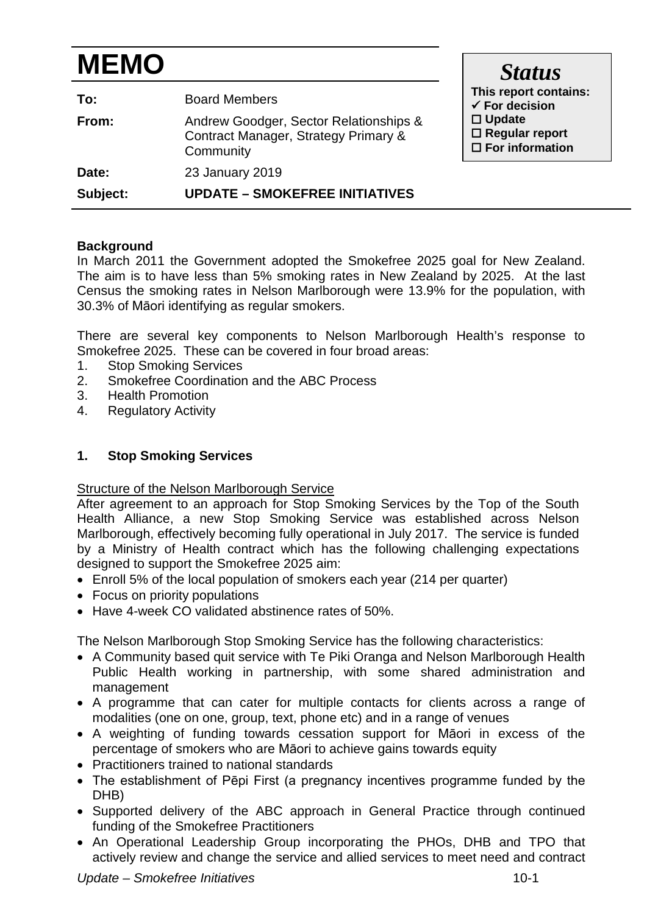# MEMO

| | |
|---|---|
| **To:** | Board Members |
| **From:** | Andrew Goodger, Sector Relationships & Contract Manager, Strategy Primary & Community |
| **Date:** | 23 January 2019 |
| **Subject:** | **UPDATE – SMOKEFREE INITIATIVES** |

***Status***

**This report contains:**

- ✓ **For decision**
- ☐ **Update**
- ☐ **Regular report**
- ☐ **For information**

**Background**

In March 2011 the Government adopted the Smokefree 2025 goal for New Zealand. The aim is to have less than 5% smoking rates in New Zealand by 2025. At the last Census the smoking rates in Nelson Marlborough were 13.9% for the population, with 30.3% of Māori identifying as regular smokers.

There are several key components to Nelson Marlborough Health's response to Smokefree 2025. These can be covered in four broad areas:

1. Stop Smoking Services
2. Smokefree Coordination and the ABC Process
3. Health Promotion
4. Regulatory Activity

## 1. Stop Smoking Services

Structure of the Nelson Marlborough Service

After agreement to an approach for Stop Smoking Services by the Top of the South Health Alliance, a new Stop Smoking Service was established across Nelson Marlborough, effectively becoming fully operational in July 2017. The service is funded by a Ministry of Health contract which has the following challenging expectations designed to support the Smokefree 2025 aim:

- Enroll 5% of the local population of smokers each year (214 per quarter)
- Focus on priority populations
- Have 4-week CO validated abstinence rates of 50%.

The Nelson Marlborough Stop Smoking Service has the following characteristics:

- A Community based quit service with Te Piki Oranga and Nelson Marlborough Health Public Health working in partnership, with some shared administration and management
- A programme that can cater for multiple contacts for clients across a range of modalities (one on one, group, text, phone etc) and in a range of venues
- A weighting of funding towards cessation support for Māori in excess of the percentage of smokers who are Māori to achieve gains towards equity
- Practitioners trained to national standards
- The establishment of Pēpi First (a pregnancy incentives programme funded by the DHB)
- Supported delivery of the ABC approach in General Practice through continued funding of the Smokefree Practitioners
- An Operational Leadership Group incorporating the PHOs, DHB and TPO that actively review and change the service and allied services to meet need and contract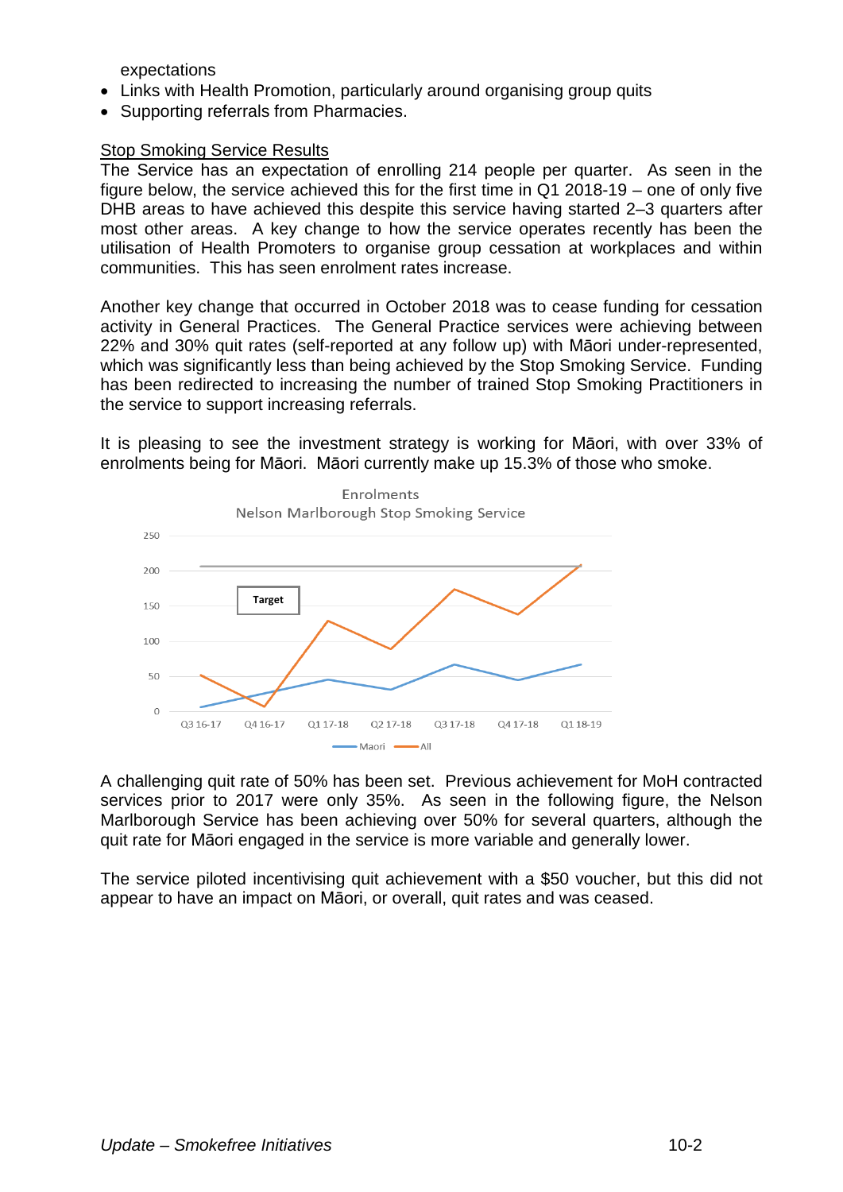expectations

- Links with Health Promotion, particularly around organising group quits
- Supporting referrals from Pharmacies.

<u>Stop Smoking Service Results</u>

The Service has an expectation of enrolling 214 people per quarter. As seen in the figure below, the service achieved this for the first time in Q1 2018-19 – one of only five DHB areas to have achieved this despite this service having started 2–3 quarters after most other areas. A key change to how the service operates recently has been the utilisation of Health Promoters to organise group cessation at workplaces and within communities. This has seen enrolment rates increase.

Another key change that occurred in October 2018 was to cease funding for cessation activity in General Practices. The General Practice services were achieving between 22% and 30% quit rates (self-reported at any follow up) with Māori under-represented, which was significantly less than being achieved by the Stop Smoking Service. Funding has been redirected to increasing the number of trained Stop Smoking Practitioners in the service to support increasing referrals.

It is pleasing to see the investment strategy is working for Māori, with over 33% of enrolments being for Māori. Māori currently make up 15.3% of those who smoke.

Enrolments
Nelson Marlborough Stop Smoking Service

A challenging quit rate of 50% has been set. Previous achievement for MoH contracted services prior to 2017 were only 35%. As seen in the following figure, the Nelson Marlborough Service has been achieving over 50% for several quarters, although the quit rate for Māori engaged in the service is more variable and generally lower.

The service piloted incentivising quit achievement with a $50 voucher, but this did not appear to have an impact on Māori, or overall, quit rates and was ceased.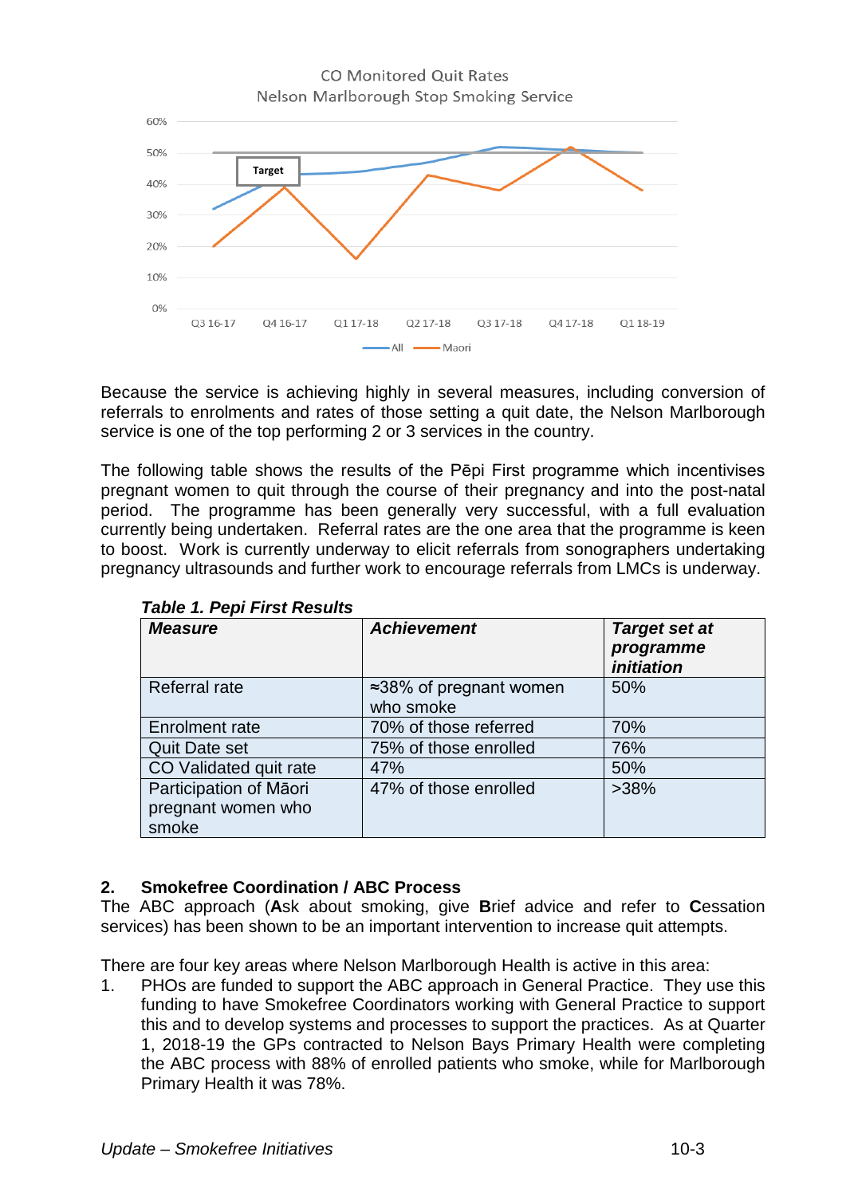CO Monitored Quit Rates
Nelson Marlborough Stop Smoking Service

Because the service is achieving highly in several measures, including conversion of referrals to enrolments and rates of those setting a quit date, the Nelson Marlborough service is one of the top performing 2 or 3 services in the country.

The following table shows the results of the Pēpi First programme which incentivises pregnant women to quit through the course of their pregnancy and into the post-natal period. The programme has been generally very successful, with a full evaluation currently being undertaken. Referral rates are the one area that the programme is keen to boost. Work is currently underway to elicit referrals from sonographers undertaking pregnancy ultrasounds and further work to encourage referrals from LMCs is underway.

***Table 1. Pepi First Results***

| *Measure* | *Achievement* | *Target set at programme initiation* |
|---|---|---|
| Referral rate | ≈38% of pregnant women who smoke | 50% |
| Enrolment rate | 70% of those referred | 70% |
| Quit Date set | 75% of those enrolled | 76% |
| CO Validated quit rate | 47% | 50% |
| Participation of Māori pregnant women who smoke | 47% of those enrolled | >38% |

## 2. Smokefree Coordination / ABC Process

The ABC approach (**A**sk about smoking, give **B**rief advice and refer to **C**essation services) has been shown to be an important intervention to increase quit attempts.

There are four key areas where Nelson Marlborough Health is active in this area:

1. PHOs are funded to support the ABC approach in General Practice. They use this funding to have Smokefree Coordinators working with General Practice to support this and to develop systems and processes to support the practices. As at Quarter 1, 2018-19 the GPs contracted to Nelson Bays Primary Health were completing the ABC process with 88% of enrolled patients who smoke, while for Marlborough Primary Health it was 78%.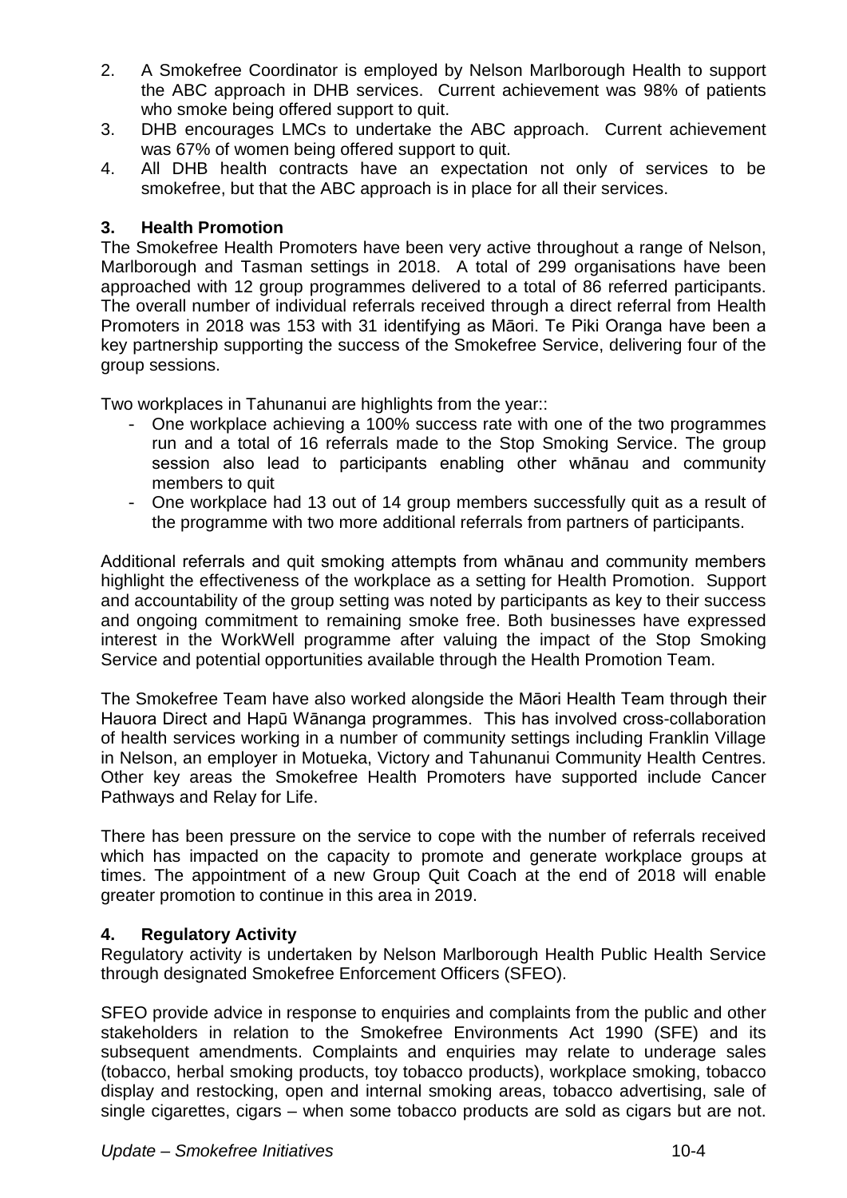2. A Smokefree Coordinator is employed by Nelson Marlborough Health to support the ABC approach in DHB services. Current achievement was 98% of patients who smoke being offered support to quit.
3. DHB encourages LMCs to undertake the ABC approach. Current achievement was 67% of women being offered support to quit.
4. All DHB health contracts have an expectation not only of services to be smokefree, but that the ABC approach is in place for all their services.

### 3. Health Promotion

The Smokefree Health Promoters have been very active throughout a range of Nelson, Marlborough and Tasman settings in 2018. A total of 299 organisations have been approached with 12 group programmes delivered to a total of 86 referred participants. The overall number of individual referrals received through a direct referral from Health Promoters in 2018 was 153 with 31 identifying as Māori. Te Piki Oranga have been a key partnership supporting the success of the Smokefree Service, delivering four of the group sessions.

Two workplaces in Tahunanui are highlights from the year::

- One workplace achieving a 100% success rate with one of the two programmes run and a total of 16 referrals made to the Stop Smoking Service. The group session also lead to participants enabling other whānau and community members to quit
- One workplace had 13 out of 14 group members successfully quit as a result of the programme with two more additional referrals from partners of participants.

Additional referrals and quit smoking attempts from whānau and community members highlight the effectiveness of the workplace as a setting for Health Promotion. Support and accountability of the group setting was noted by participants as key to their success and ongoing commitment to remaining smoke free. Both businesses have expressed interest in the WorkWell programme after valuing the impact of the Stop Smoking Service and potential opportunities available through the Health Promotion Team.

The Smokefree Team have also worked alongside the Māori Health Team through their Hauora Direct and Hapū Wānanga programmes. This has involved cross-collaboration of health services working in a number of community settings including Franklin Village in Nelson, an employer in Motueka, Victory and Tahunanui Community Health Centres. Other key areas the Smokefree Health Promoters have supported include Cancer Pathways and Relay for Life.

There has been pressure on the service to cope with the number of referrals received which has impacted on the capacity to promote and generate workplace groups at times. The appointment of a new Group Quit Coach at the end of 2018 will enable greater promotion to continue in this area in 2019.

### 4. Regulatory Activity

Regulatory activity is undertaken by Nelson Marlborough Health Public Health Service through designated Smokefree Enforcement Officers (SFEO).

SFEO provide advice in response to enquiries and complaints from the public and other stakeholders in relation to the Smokefree Environments Act 1990 (SFE) and its subsequent amendments. Complaints and enquiries may relate to underage sales (tobacco, herbal smoking products, toy tobacco products), workplace smoking, tobacco display and restocking, open and internal smoking areas, tobacco advertising, sale of single cigarettes, cigars – when some tobacco products are sold as cigars but are not.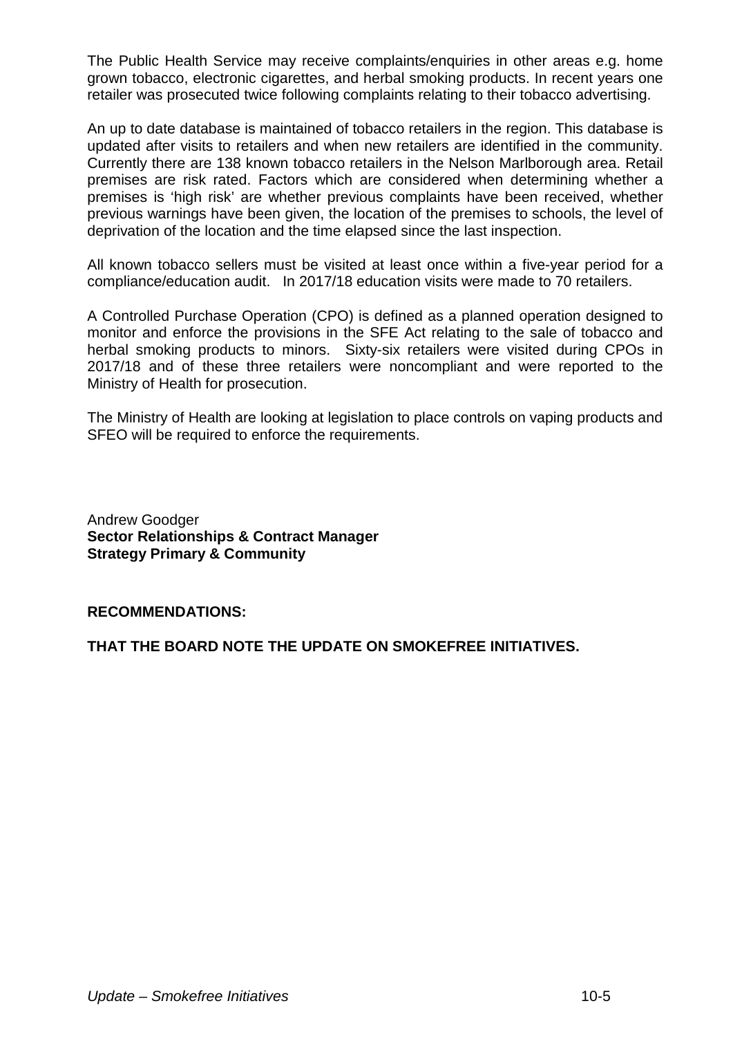The Public Health Service may receive complaints/enquiries in other areas e.g. home grown tobacco, electronic cigarettes, and herbal smoking products. In recent years one retailer was prosecuted twice following complaints relating to their tobacco advertising.

An up to date database is maintained of tobacco retailers in the region. This database is updated after visits to retailers and when new retailers are identified in the community. Currently there are 138 known tobacco retailers in the Nelson Marlborough area. Retail premises are risk rated. Factors which are considered when determining whether a premises is 'high risk' are whether previous complaints have been received, whether previous warnings have been given, the location of the premises to schools, the level of deprivation of the location and the time elapsed since the last inspection.

All known tobacco sellers must be visited at least once within a five-year period for a compliance/education audit. In 2017/18 education visits were made to 70 retailers.

A Controlled Purchase Operation (CPO) is defined as a planned operation designed to monitor and enforce the provisions in the SFE Act relating to the sale of tobacco and herbal smoking products to minors. Sixty-six retailers were visited during CPOs in 2017/18 and of these three retailers were noncompliant and were reported to the Ministry of Health for prosecution.

The Ministry of Health are looking at legislation to place controls on vaping products and SFEO will be required to enforce the requirements.

Andrew Goodger
**Sector Relationships & Contract Manager**
**Strategy Primary & Community**

**RECOMMENDATIONS:**

**THAT THE BOARD NOTE THE UPDATE ON SMOKEFREE INITIATIVES.**